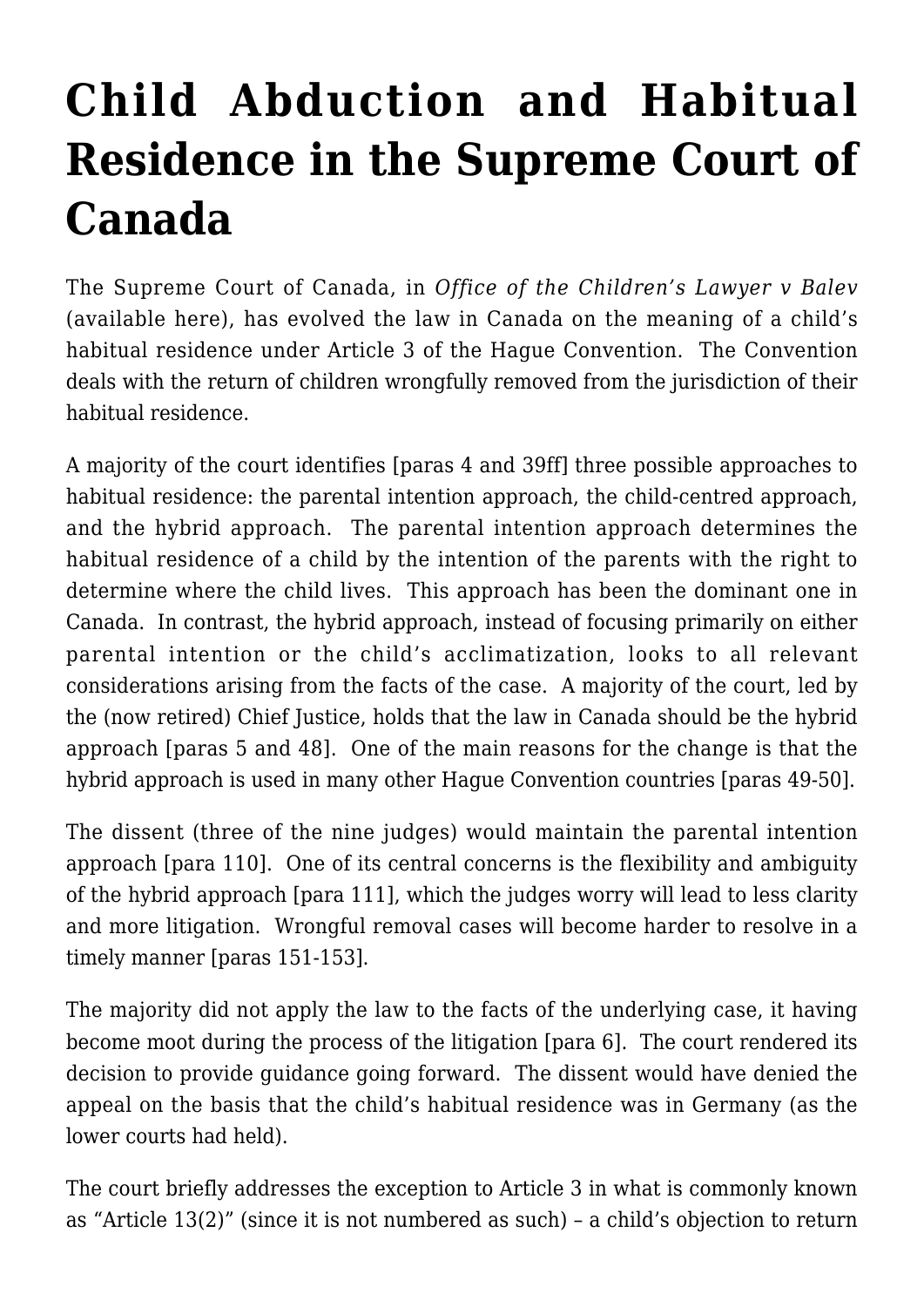# Child Abduction and Habitual Residence in the Supreme Court of Canada

The Supreme Court of Canada, in *Office of the Children's Lawyer v Balev* (available here), has evolved the law in Canada on the meaning of a child's habitual residence under Article 3 of the Hague Convention. The Convention deals with the return of children wrongfully removed from the jurisdiction of their habitual residence.

A majority of the court identifies [paras 4 and 39ff] three possible approaches to habitual residence: the parental intention approach, the child-centred approach, and the hybrid approach. The parental intention approach determines the habitual residence of a child by the intention of the parents with the right to determine where the child lives. This approach has been the dominant one in Canada. In contrast, the hybrid approach, instead of focusing primarily on either parental intention or the child's acclimatization, looks to all relevant considerations arising from the facts of the case. A majority of the court, led by the (now retired) Chief Justice, holds that the law in Canada should be the hybrid approach [paras 5 and 48]. One of the main reasons for the change is that the hybrid approach is used in many other Hague Convention countries [paras 49-50].

The dissent (three of the nine judges) would maintain the parental intention approach [para 110]. One of its central concerns is the flexibility and ambiguity of the hybrid approach [para 111], which the judges worry will lead to less clarity and more litigation. Wrongful removal cases will become harder to resolve in a timely manner [paras 151-153].

The majority did not apply the law to the facts of the underlying case, it having become moot during the process of the litigation [para 6]. The court rendered its decision to provide guidance going forward. The dissent would have denied the appeal on the basis that the child's habitual residence was in Germany (as the lower courts had held).

The court briefly addresses the exception to Article 3 in what is commonly known as "Article 13(2)" (since it is not numbered as such) – a child's objection to return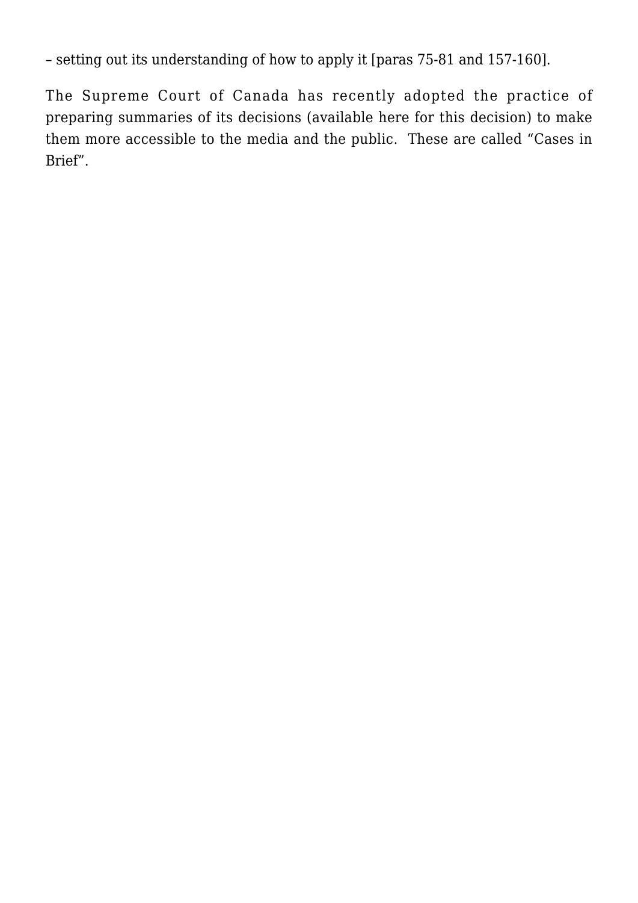– setting out its understanding of how to apply it [paras 75-81 and 157-160].

The Supreme Court of Canada has recently adopted the practice of preparing summaries of its decisions (available here for this decision) to make them more accessible to the media and the public. These are called "Cases in Brief".